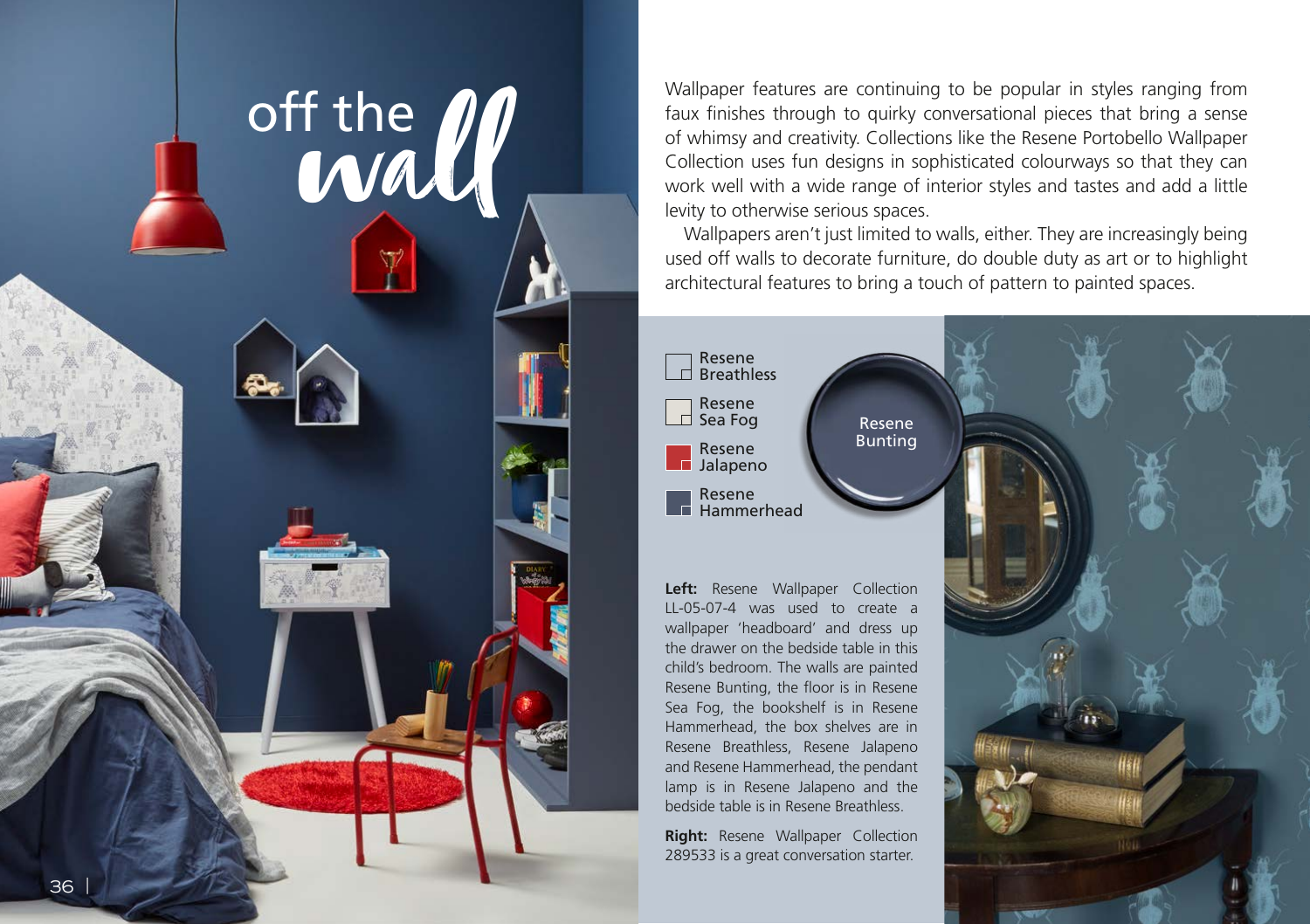# off the wall

Wallpaper features are continuing to be popular in styles ranging from faux finishes through to quirky conversational pieces that bring a sense of whimsy and creativity. Collections like the Resene Portobello Wallpaper Collection uses fun designs in sophisticated colourways so that they can work well with a wide range of interior styles and tastes and add a little levity to otherwise serious spaces.

Wallpapers aren't just limited to walls, either. They are increasingly being used off walls to decorate furniture, do double duty as art or to highlight architectural features to bring a touch of pattern to painted spaces.

- Resene Breathless
- Resene Sea Fog
- Resene Jalapeno
- Resene Hammerhead
- Resene Bunting

**Left:** Resene Wallpaper Collection LL-05-07-4 was used to create a wallpaper 'headboard' and dress up the drawer on the bedside table in this child's bedroom. The walls are painted Resene Bunting, the floor is in Resene Sea Fog, the bookshelf is in Resene Hammerhead, the box shelves are in Resene Breathless, Resene Jalapeno and Resene Hammerhead, the pendant lamp is in Resene Jalapeno and the bedside table is in Resene Breathless.

**Right:** Resene Wallpaper Collection 289533 is a great conversation starter.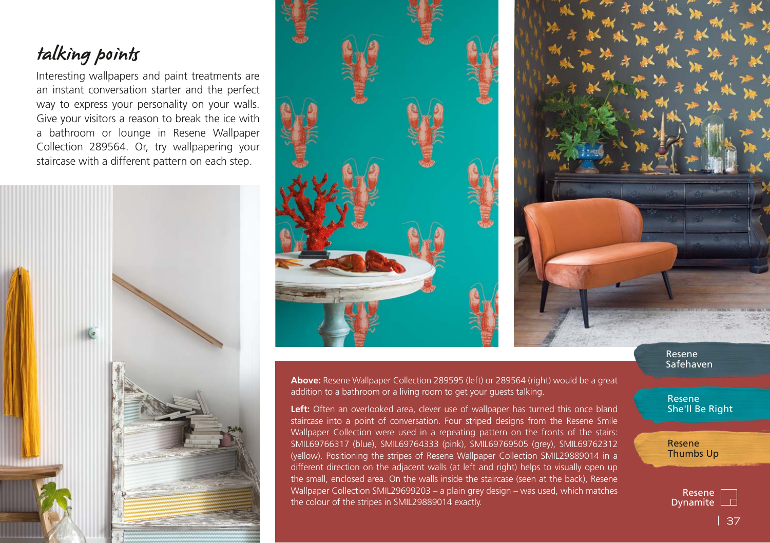## talking points

Interesting wallpapers and paint treatments are an instant conversation starter and the perfect way to express your personality on your walls. Give your visitors a reason to break the ice with a bathroom or lounge in Resene Wallpaper Collection 289564. Or, try wallpapering your staircase with a different pattern on each step.

**Above:** Resene Wallpaper Collection 289595 (left) or 289564 (right) would be a great addition to a bathroom or a living room to get your guests talking.

**Left:** Often an overlooked area, clever use of wallpaper has turned this once bland staircase into a point of conversation. Four striped designs from the Resene Smile Wallpaper Collection were used in a repeating pattern on the fronts of the stairs: SMIL69766317 (blue), SMIL69764333 (pink), SMIL69769505 (grey), SMIL69762312 (yellow). Positioning the stripes of Resene Wallpaper Collection SMIL29889014 in a different direction on the adjacent walls (at left and right) helps to visually open up the small, enclosed area. On the walls inside the staircase (seen at the back), Resene Wallpaper Collection SMIL29699203 – a plain grey design – was used, which matches the colour of the stripes in SMIL29889014 exactly.

Resene Safehaven

Resene She'll Be Right

Resene Thumbs Up

Resene Dynamite